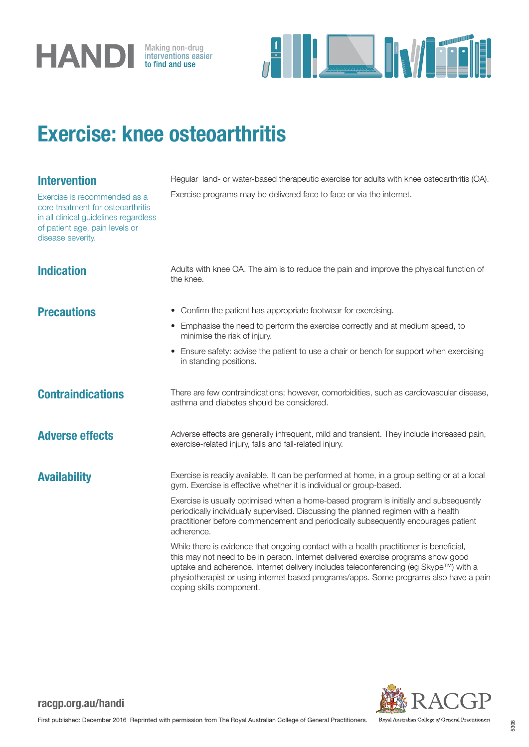HANDI Making non-drug interventions easier to find and use

# Exercise: knee osteoarthritis

## Intervention

Exercise is recommended as a core treatment for osteoarthritis in all clinical guidelines regardless of patient age, pain levels or disease severity.

Regular land- or water-based therapeutic exercise for adults with knee osteoarthritis (OA).

Exercise programs may be delivered face to face or via the internet.

## Indication

Adults with knee OA. The aim is to reduce the pain and improve the physical function of the knee.

## Precautions

- Confirm the patient has appropriate footwear for exercising.
- Emphasise the need to perform the exercise correctly and at medium speed, to minimise the risk of injury.
- Ensure safety: advise the patient to use a chair or bench for support when exercising in standing positions.

## Contraindications

There are few contraindications; however, comorbidities, such as cardiovascular disease, asthma and diabetes should be considered.

## Adverse effects

Adverse effects are generally infrequent, mild and transient. They include increased pain, exercise-related injury, falls and fall-related injury.

## Availability

Exercise is readily available. It can be performed at home, in a group setting or at a local gym. Exercise is effective whether it is individual or group-based.

Exercise is usually optimised when a home-based program is initially and subsequently periodically individually supervised. Discussing the planned regimen with a health practitioner before commencement and periodically subsequently encourages patient adherence.

While there is evidence that ongoing contact with a health practitioner is beneficial, this may not need to be in person. Internet delivered exercise programs show good uptake and adherence. Internet delivery includes teleconferencing (eg Skype™) with a physiotherapist or using internet based programs/apps. Some programs also have a pain coping skills component.

**racgp.org.au/handi**

First published: December 2016 Reprinted with permission from The Royal Australian College of General Practitioners.

RACGP Royal Australian College of General Practitioners

5308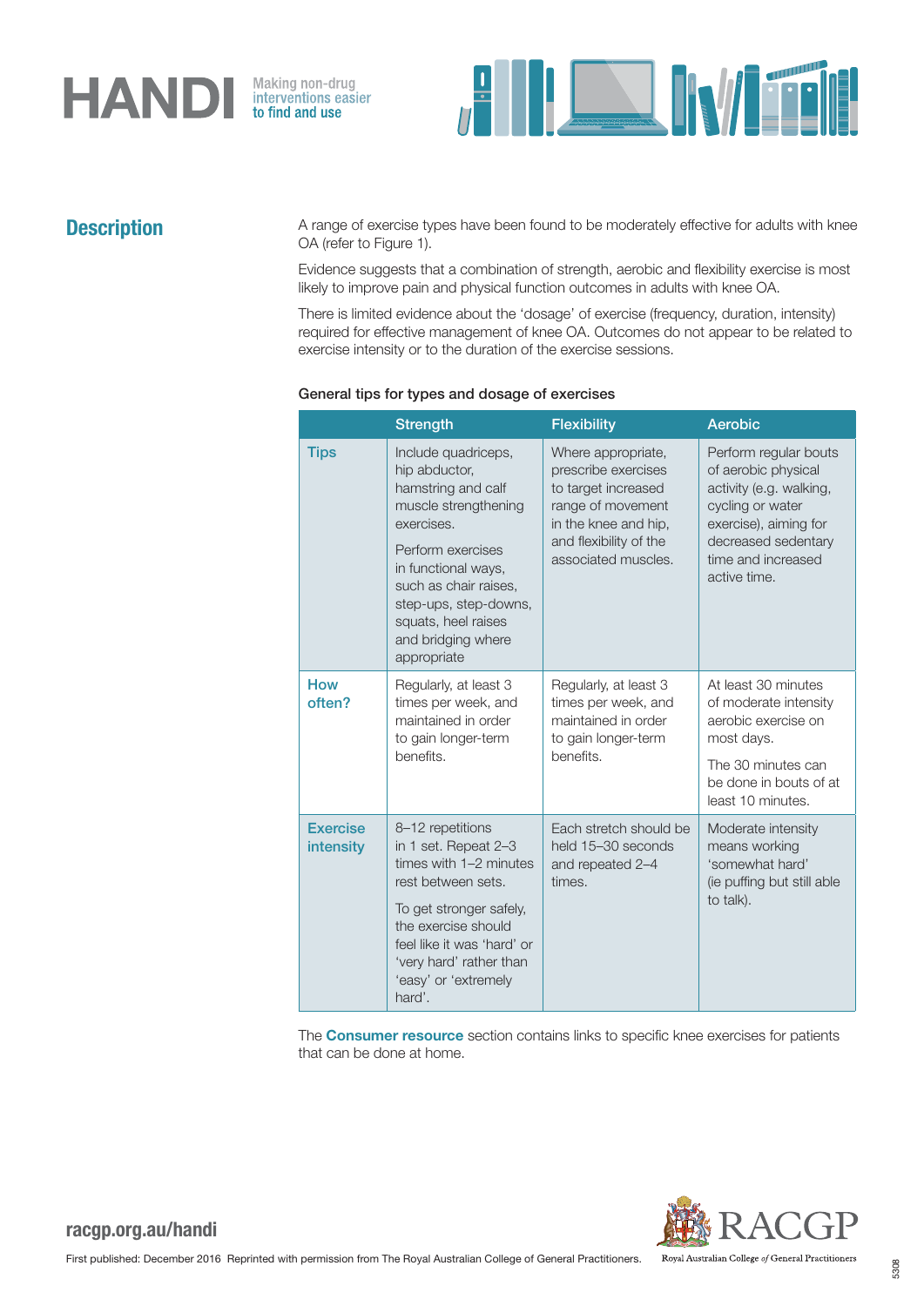## Description

A range of exercise types have been found to be moderately effective for adults with knee OA (refer to Figure 1).

Evidence suggests that a combination of strength, aerobic and flexibility exercise is most likely to improve pain and physical function outcomes in adults with knee OA.

There is limited evidence about the 'dosage' of exercise (frequency, duration, intensity) required for effective management of knee OA. Outcomes do not appear to be related to exercise intensity or to the duration of the exercise sessions.

**General tips for types and dosage of exercises**

| | Strength | Flexibility | Aerobic |
|---|---|---|---|
| **Tips** | Include quadriceps, hip abductor, hamstring and calf muscle strengthening exercises.<br><br>Perform exercises in functional ways, such as chair raises, step-ups, step-downs, squats, heel raises and bridging where appropriate | Where appropriate, prescribe exercises to target increased range of movement in the knee and hip, and flexibility of the associated muscles. | Perform regular bouts of aerobic physical activity (e.g. walking, cycling or water exercise), aiming for decreased sedentary time and increased active time. |
| **How often?** | Regularly, at least 3 times per week, and maintained in order to gain longer-term benefits. | Regularly, at least 3 times per week, and maintained in order to gain longer-term benefits. | At least 30 minutes of moderate intensity aerobic exercise on most days.<br><br>The 30 minutes can be done in bouts of at least 10 minutes. |
| **Exercise intensity** | 8–12 repetitions in 1 set. Repeat 2–3 times with 1–2 minutes rest between sets.<br><br>To get stronger safely, the exercise should feel like it was 'hard' or 'very hard' rather than 'easy' or 'extremely hard'. | Each stretch should be held 15–30 seconds and repeated 2–4 times. | Moderate intensity means working 'somewhat hard' (ie puffing but still able to talk). |

The **Consumer resource** section contains links to specific knee exercises for patients that can be done at home.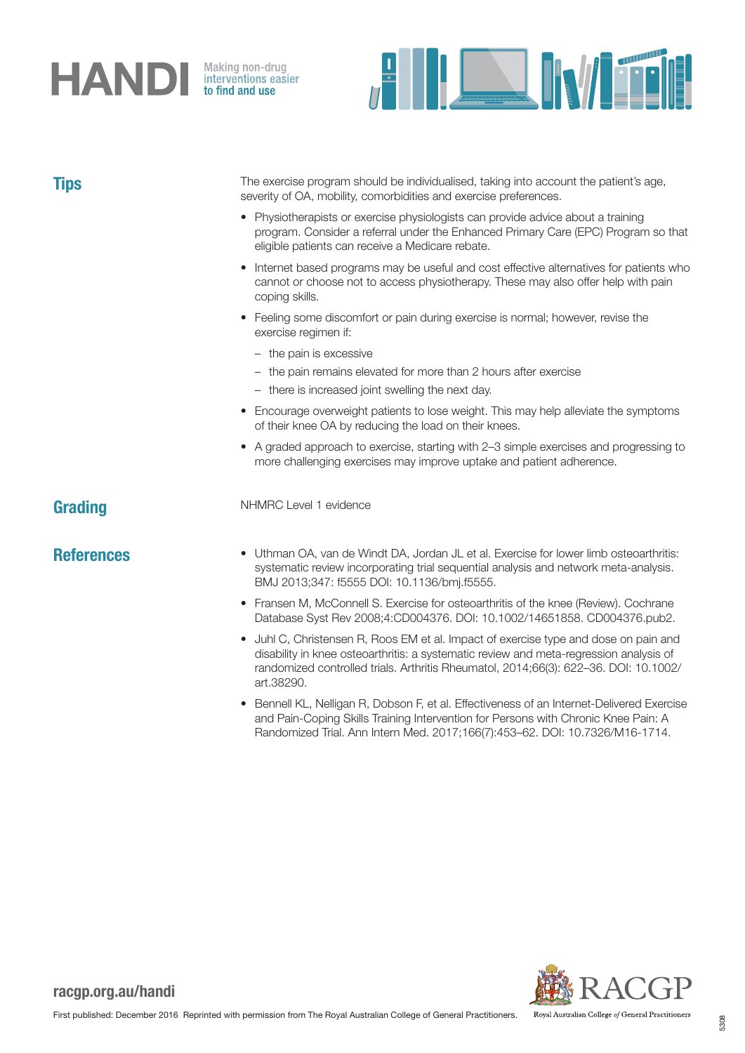## Tips

The exercise program should be individualised, taking into account the patient's age, severity of OA, mobility, comorbidities and exercise preferences.

- Physiotherapists or exercise physiologists can provide advice about a training program. Consider a referral under the Enhanced Primary Care (EPC) Program so that eligible patients can receive a Medicare rebate.
- Internet based programs may be useful and cost effective alternatives for patients who cannot or choose not to access physiotherapy. These may also offer help with pain coping skills.
- Feeling some discomfort or pain during exercise is normal; however, revise the exercise regimen if:
  - the pain is excessive
  - the pain remains elevated for more than 2 hours after exercise
  - there is increased joint swelling the next day.
- Encourage overweight patients to lose weight. This may help alleviate the symptoms of their knee OA by reducing the load on their knees.
- A graded approach to exercise, starting with 2–3 simple exercises and progressing to more challenging exercises may improve uptake and patient adherence.

## Grading

NHMRC Level 1 evidence

## References

- Uthman OA, van de Windt DA, Jordan JL et al. Exercise for lower limb osteoarthritis: systematic review incorporating trial sequential analysis and network meta-analysis. BMJ 2013;347: f5555 DOI: 10.1136/bmj.f5555.
- Fransen M, McConnell S. Exercise for osteoarthritis of the knee (Review). Cochrane Database Syst Rev 2008;4:CD004376. DOI: 10.1002/14651858. CD004376.pub2.
- Juhl C, Christensen R, Roos EM et al. Impact of exercise type and dose on pain and disability in knee osteoarthritis: a systematic review and meta-regression analysis of randomized controlled trials. Arthritis Rheumatol, 2014;66(3): 622–36. DOI: 10.1002/art.38290.
- Bennell KL, Nelligan R, Dobson F, et al. Effectiveness of an Internet-Delivered Exercise and Pain-Coping Skills Training Intervention for Persons with Chronic Knee Pain: A Randomized Trial. Ann Intern Med. 2017;166(7):453–62. DOI: 10.7326/M16-1714.

racgp.org.au/handi

First published: December 2016 Reprinted with permission from The Royal Australian College of General Practitioners.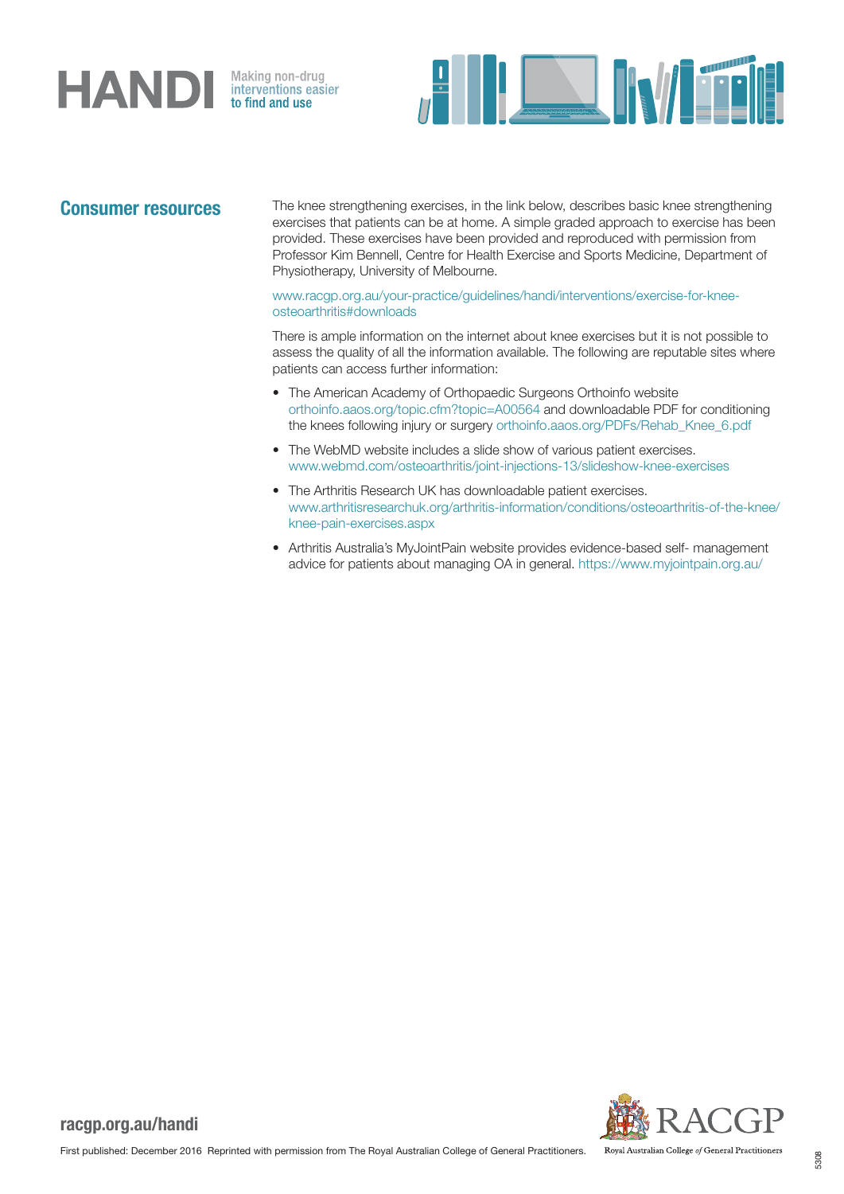## Consumer resources

The knee strengthening exercises, in the link below, describes basic knee strengthening exercises that patients can be at home. A simple graded approach to exercise has been provided. These exercises have been provided and reproduced with permission from Professor Kim Bennell, Centre for Health Exercise and Sports Medicine, Department of Physiotherapy, University of Melbourne.

www.racgp.org.au/your-practice/guidelines/handi/interventions/exercise-for-knee-osteoarthritis#downloads

There is ample information on the internet about knee exercises but it is not possible to assess the quality of all the information available. The following are reputable sites where patients can access further information:

- The American Academy of Orthopaedic Surgeons Orthoinfo website orthoinfo.aaos.org/topic.cfm?topic=A00564 and downloadable PDF for conditioning the knees following injury or surgery orthoinfo.aaos.org/PDFs/Rehab_Knee_6.pdf
- The WebMD website includes a slide show of various patient exercises. www.webmd.com/osteoarthritis/joint-injections-13/slideshow-knee-exercises
- The Arthritis Research UK has downloadable patient exercises. www.arthritisresearchuk.org/arthritis-information/conditions/osteoarthritis-of-the-knee/knee-pain-exercises.aspx
- Arthritis Australia's MyJointPain website provides evidence-based self- management advice for patients about managing OA in general. https://www.myjointpain.org.au/

First published: December 2016 Reprinted with permission from The Royal Australian College of General Practitioners.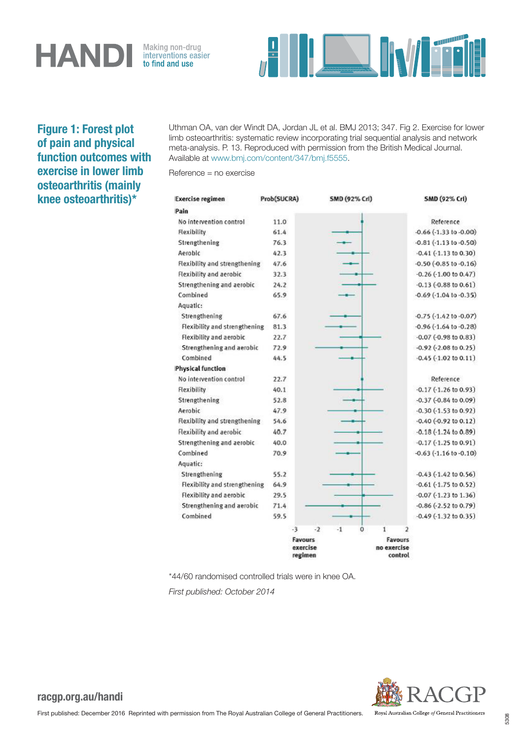## Figure 1: Forest plot of pain and physical function outcomes with exercise in lower limb osteoarthritis (mainly knee osteoarthritis)*

Uthman OA, van der Windt DA, Jordan JL et al. BMJ 2013; 347. Fig 2. Exercise for lower limb osteoarthritis: systematic review incorporating trial sequential analysis and network meta-analysis. P. 13. Reproduced with permission from the British Medical Journal. Available at www.bmj.com/content/347/bmj.f5555.

Reference = no exercise

Exercise regimen | Prob(SUCRA) | SMD (92% CrI) | SMD (92% CrI)

**Pain**

No intervention control 11.0 Reference
Flexibility 61.4 -0.66 (-1.33 to -0.00)
Strengthening 76.3 -0.81 (-1.13 to -0.50)
Aerobic 42.3 -0.41 (-1.13 to 0.30)
Flexibility and strengthening 47.6 -0.50 (-0.85 to -0.16)
Flexibility and aerobic 32.3 -0.26 (-1.00 to 0.47)
Strengthening and aerobic 24.2 -0.13 (-0.88 to 0.61)
Combined 65.9 -0.69 (-1.04 to -0.35)
Aquatic:
Strengthening 67.6 -0.75 (-1.42 to -0.07)
Flexibility and strengthening 81.3 -0.96 (-1.64 to -0.28)
Flexibility and aerobic 22.7 -0.07 (-0.98 to 0.83)
Strengthening and aerobic 72.9 -0.92 (-2.08 to 0.25)
Combined 44.5 -0.45 (-1.02 to 0.11)

**Physical function**

No intervention control 22.7 Reference
Flexibility 40.1 -0.17 (-1.26 to 0.93)
Strengthening 52.8 -0.37 (-0.84 to 0.09)
Aerobic 47.9 -0.30 (-1.53 to 0.92)
Flexibility and strengthening 54.6 -0.40 (-0.92 to 0.12)
Flexibility and aerobic 40.7 -0.18 (-1.24 to 0.89)
Strengthening and aerobic 40.0 -0.17 (-1.25 to 0.91)
Combined 70.9 -0.63 (-1.16 to -0.10)
Aquatic:
Strengthening 55.2 -0.43 (-1.42 to 0.56)
Flexibility and strengthening 64.9 -0.61 (-1.75 to 0.52)
Flexibility and aerobic 29.5 -0.07 (-1.23 to 1.36)
Strengthening and aerobic 71.4 -0.86 (-2.52 to 0.79)
Combined 59.5 -0.49 (-1.32 to 0.35)

-3 -2 -1 0 1 2

Favours exercise regimen

Favours no exercise control

*44/60 randomised controlled trials were in knee OA.

*First published: October 2014*